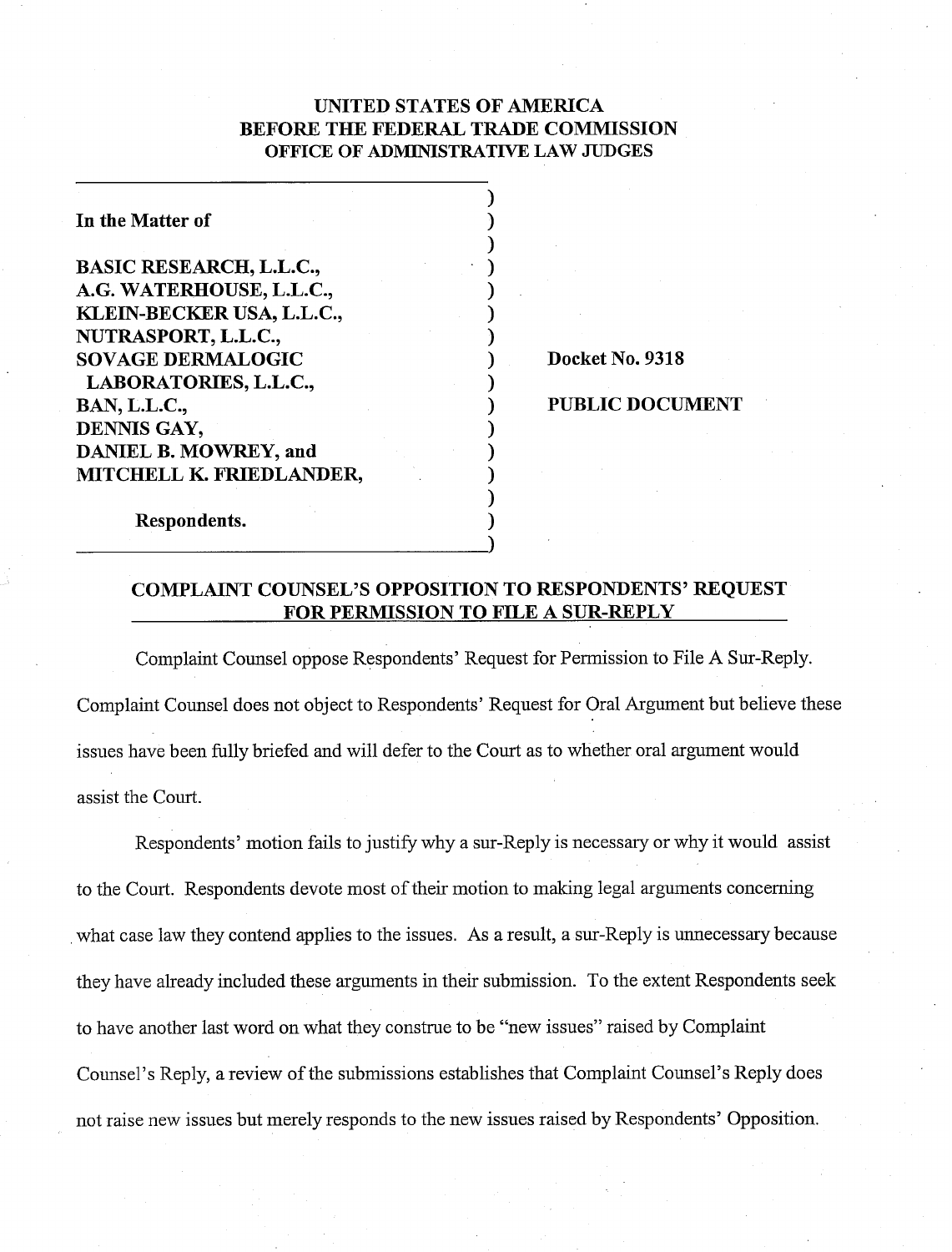# UNITED STATES OF AMERICA
## BEFORE THE FEDERAL TRADE COMMISSION
### OFFICE OF ADMINISTRATIVE LAW JUDGES

**In the Matter of**

**BASIC RESEARCH, L.L.C.,**
**A.G. WATERHOUSE, L.L.C.,**
**KLEIN-BECKER USA, L.L.C.,**
**NUTRASPORT, L.L.C.,**
**SOVAGE DERMALOGIC LABORATORIES, L.L.C.,**
**BAN, L.L.C.,**
**DENNIS GAY,**
**DANIEL B. MOWREY, and**
**MITCHELL K. FRIEDLANDER,**

**Respondents.**

**Docket No. 9318**

**PUBLIC DOCUMENT**

## COMPLAINT COUNSEL'S OPPOSITION TO RESPONDENTS' REQUEST FOR PERMISSION TO FILE A SUR-REPLY

Complaint Counsel oppose Respondents' Request for Permission to File A Sur-Reply. Complaint Counsel does not object to Respondents' Request for Oral Argument but believe these issues have been fully briefed and will defer to the Court as to whether oral argument would assist the Court.

Respondents' motion fails to justify why a sur-Reply is necessary or why it would assist to the Court. Respondents devote most of their motion to making legal arguments concerning what case law they contend applies to the issues. As a result, a sur-Reply is unnecessary because they have already included these arguments in their submission. To the extent Respondents seek to have another last word on what they construe to be "new issues" raised by Complaint Counsel's Reply, a review of the submissions establishes that Complaint Counsel's Reply does not raise new issues but merely responds to the new issues raised by Respondents' Opposition.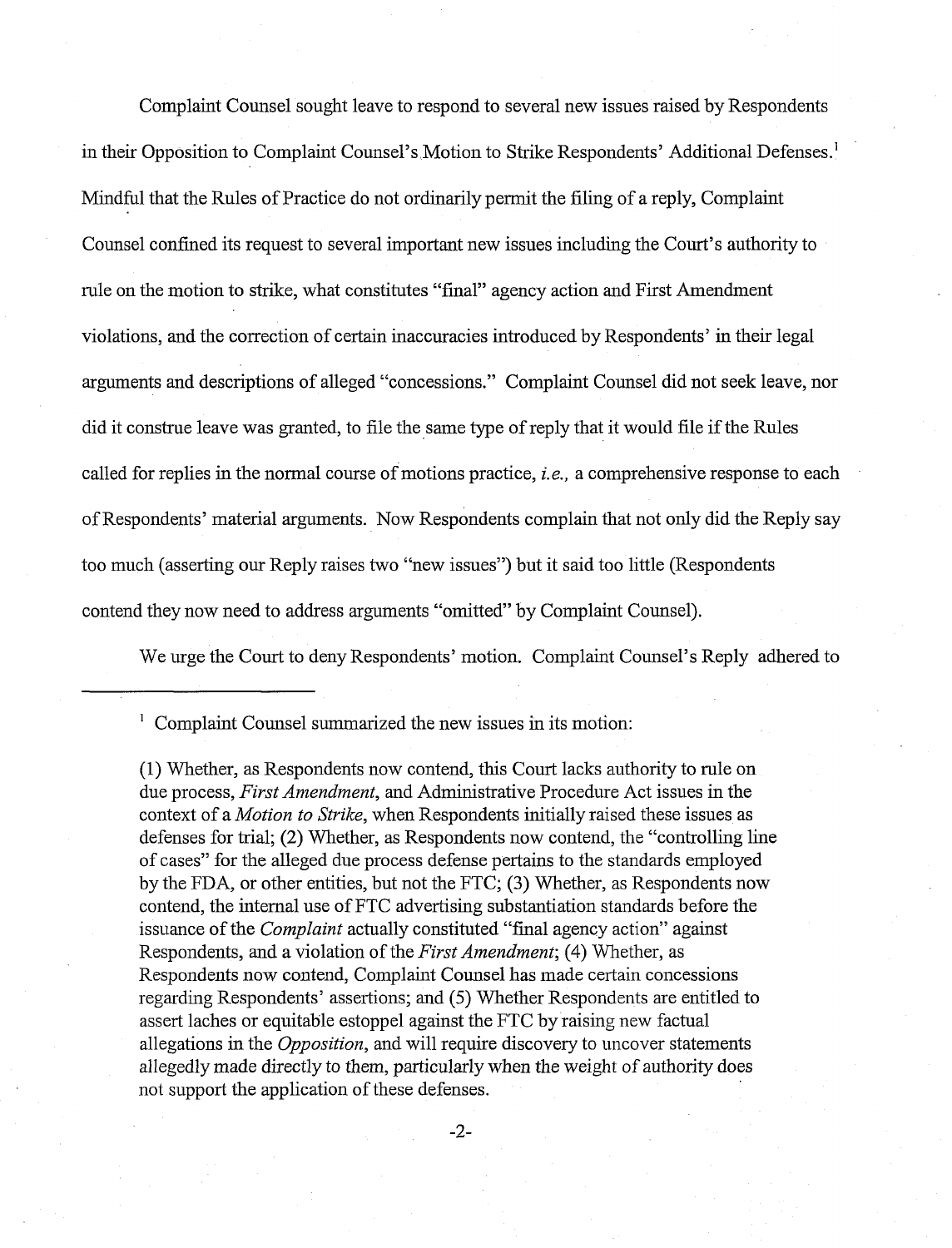Complaint Counsel sought leave to respond to several new issues raised by Respondents in their Opposition to Complaint Counsel's Motion to Strike Respondents' Additional Defenses.[1] Mindful that the Rules of Practice do not ordinarily permit the filing of a reply, Complaint Counsel confined its request to several important new issues including the Court's authority to rule on the motion to strike, what constitutes "final" agency action and First Amendment violations, and the correction of certain inaccuracies introduced by Respondents' in their legal arguments and descriptions of alleged "concessions." Complaint Counsel did not seek leave, nor did it construe leave was granted, to file the same type of reply that it would file if the Rules called for replies in the normal course of motions practice, *i.e.*, a comprehensive response to each of Respondents' material arguments. Now Respondents complain that not only did the Reply say too much (asserting our Reply raises two "new issues") but it said too little (Respondents contend they now need to address arguments "omitted" by Complaint Counsel).

We urge the Court to deny Respondents' motion. Complaint Counsel's Reply adhered to

---

[1] Complaint Counsel summarized the new issues in its motion:

(1) Whether, as Respondents now contend, this Court lacks authority to rule on due process, *First Amendment*, and Administrative Procedure Act issues in the context of a *Motion to Strike*, when Respondents initially raised these issues as defenses for trial; (2) Whether, as Respondents now contend, the "controlling line of cases" for the alleged due process defense pertains to the standards employed by the FDA, or other entities, but not the FTC; (3) Whether, as Respondents now contend, the internal use of FTC advertising substantiation standards before the issuance of the *Complaint* actually constituted "final agency action" against Respondents, and a violation of the *First Amendment*; (4) Whether, as Respondents now contend, Complaint Counsel has made certain concessions regarding Respondents' assertions; and (5) Whether Respondents are entitled to assert laches or equitable estoppel against the FTC by raising new factual allegations in the *Opposition*, and will require discovery to uncover statements allegedly made directly to them, particularly when the weight of authority does not support the application of these defenses.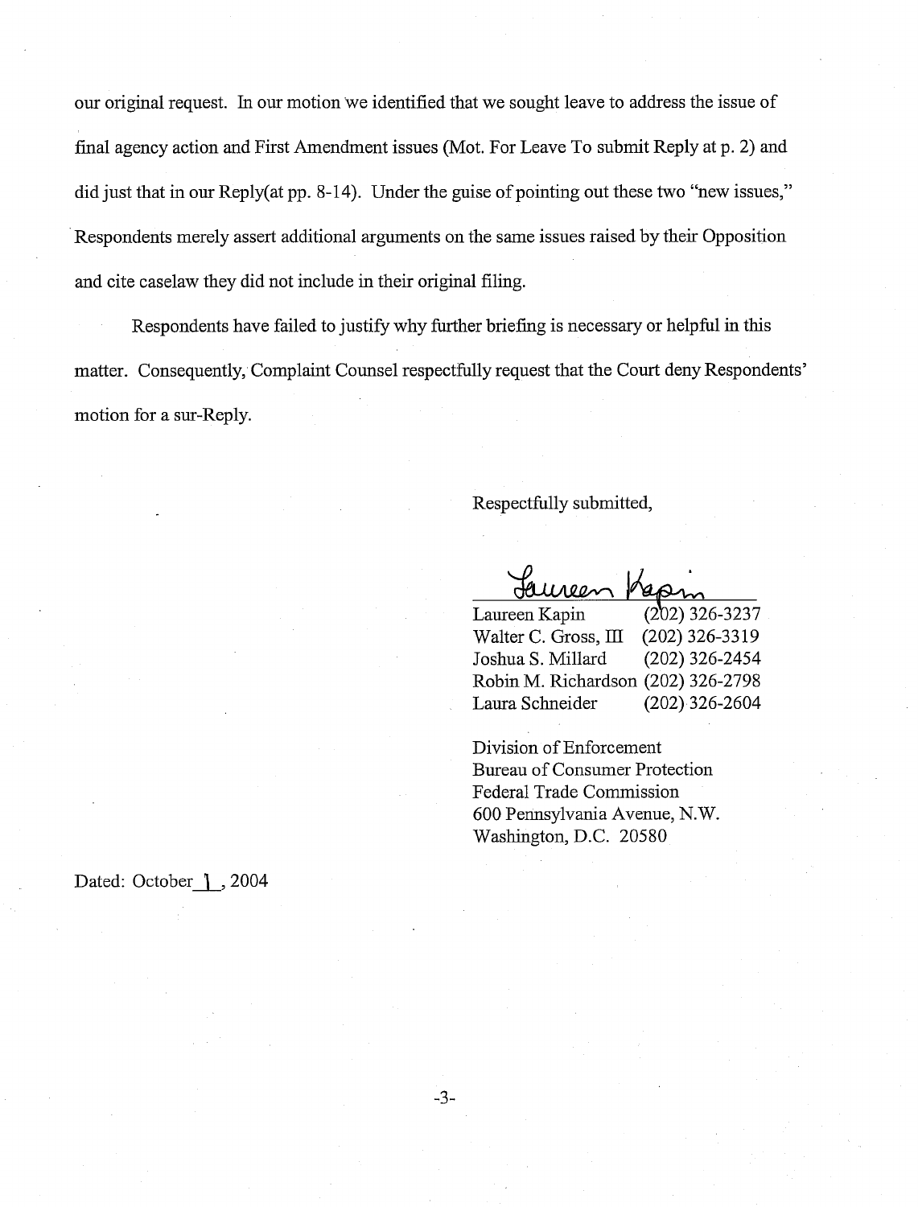our original request. In our motion we identified that we sought leave to address the issue of final agency action and First Amendment issues (Mot. For Leave To submit Reply at p. 2) and did just that in our Reply(at pp. 8-14). Under the guise of pointing out these two "new issues," Respondents merely assert additional arguments on the same issues raised by their Opposition and cite caselaw they did not include in their original filing.

Respondents have failed to justify why further briefing is necessary or helpful in this matter. Consequently, Complaint Counsel respectfully request that the Court deny Respondents' motion for a sur-Reply.

Respectfully submitted,

Laureen Kapin (202) 326-3237
Walter C. Gross, III (202) 326-3319
Joshua S. Millard (202) 326-2454
Robin M. Richardson (202) 326-2798
Laura Schneider (202) 326-2604

Division of Enforcement
Bureau of Consumer Protection
Federal Trade Commission
600 Pennsylvania Avenue, N.W.
Washington, D.C. 20580

Dated: October 1, 2004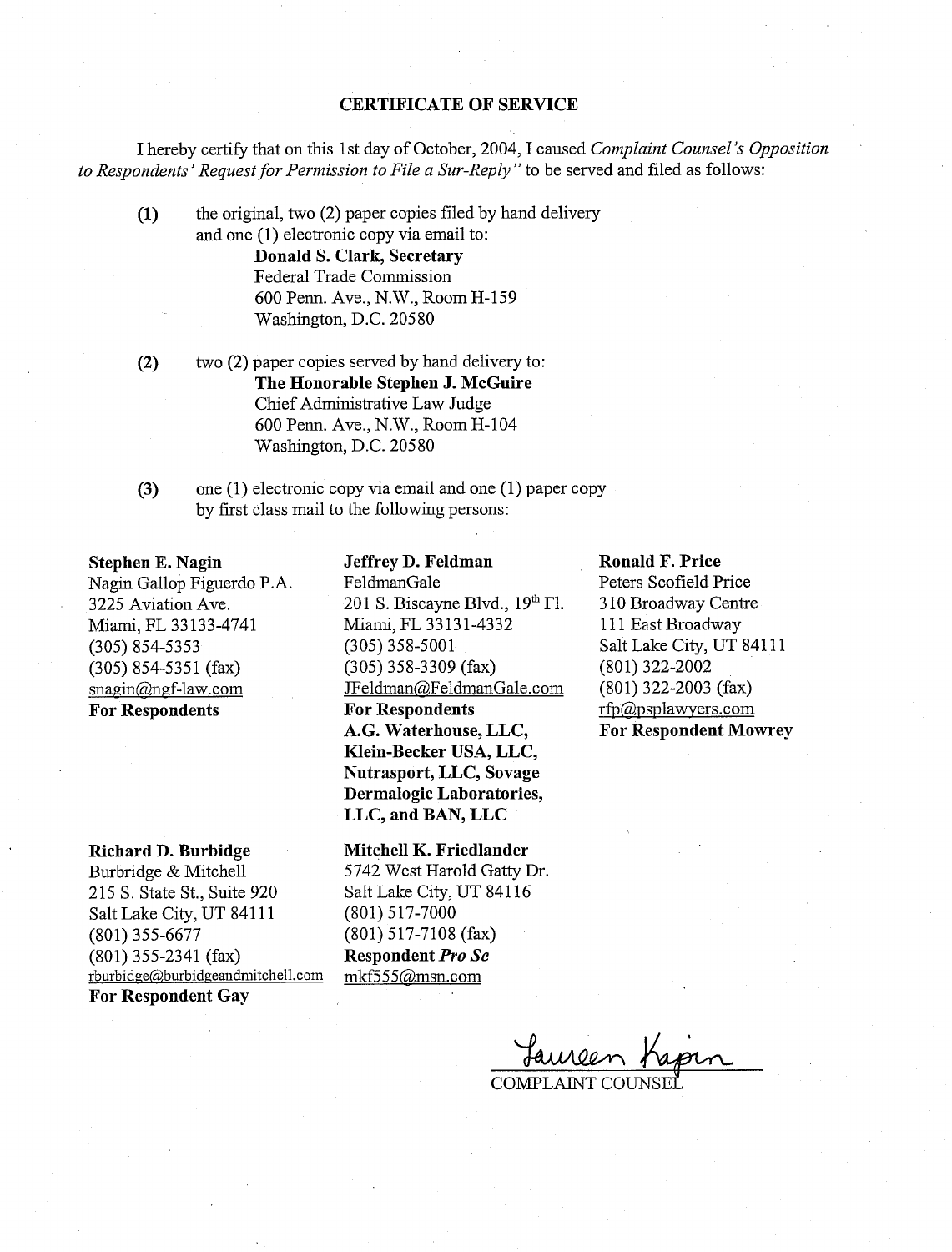## CERTIFICATE OF SERVICE

I hereby certify that on this 1st day of October, 2004, I caused *Complaint Counsel's Opposition to Respondents' Request for Permission to File a Sur-Reply"* to be served and filed as follows:

**(1)** the original, two (2) paper copies filed by hand delivery and one (1) electronic copy via email to:

**Donald S. Clark, Secretary**
Federal Trade Commission
600 Penn. Ave., N.W., Room H-159
Washington, D.C. 20580

**(2)** two (2) paper copies served by hand delivery to:

**The Honorable Stephen J. McGuire**
Chief Administrative Law Judge
600 Penn. Ave., N.W., Room H-104
Washington, D.C. 20580

**(3)** one (1) electronic copy via email and one (1) paper copy by first class mail to the following persons:

**Stephen E. Nagin**
Nagin Gallop Figuerdo P.A.
3225 Aviation Ave.
Miami, FL 33133-4741
(305) 854-5353
(305) 854-5351 (fax)
snagin@ngf-law.com
**For Respondents**

**Jeffrey D. Feldman**
FeldmanGale
201 S. Biscayne Blvd., 19th Fl.
Miami, FL 33131-4332
(305) 358-5001
(305) 358-3309 (fax)
JFeldman@FeldmanGale.com
**For Respondents A.G. Waterhouse, LLC, Klein-Becker USA, LLC, Nutrasport, LLC, Sovage Dermalogic Laboratories, LLC, and BAN, LLC**

**Ronald F. Price**
Peters Scofield Price
310 Broadway Centre
111 East Broadway
Salt Lake City, UT 84111
(801) 322-2002
(801) 322-2003 (fax)
rfp@psplawyers.com
**For Respondent Mowrey**

**Richard D. Burbidge**
Burbridge & Mitchell
215 S. State St., Suite 920
Salt Lake City, UT 84111
(801) 355-6677
(801) 355-2341 (fax)
rburbidge@burbidgeandmitchell.com
**For Respondent Gay**

**Mitchell K. Friedlander**
5742 West Harold Gatty Dr.
Salt Lake City, UT 84116
(801) 517-7000
(801) 517-7108 (fax)
**Respondent *Pro Se***
mkf555@msn.com

Laureen Kapin
COMPLAINT COUNSEL